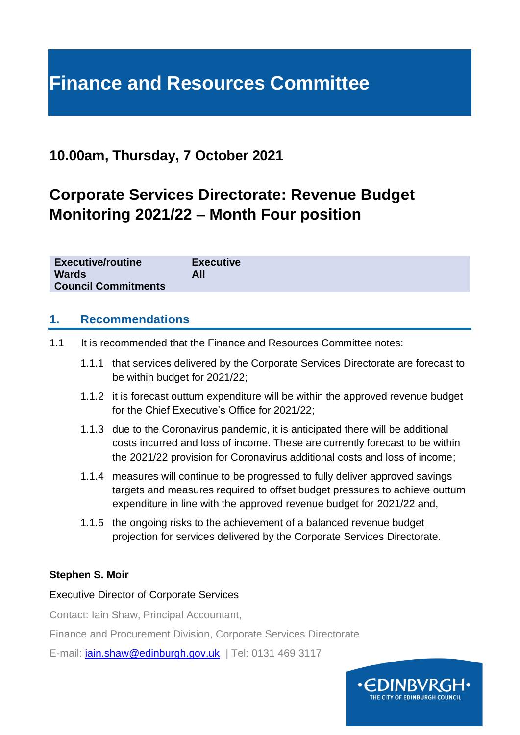# Finance and Resources Committee

## 10.00am, Thursday, 7 October 2021

## Corporate Services Directorate: Revenue Budget Monitoring 2021/22 – Month Four position

| | |
|---|---|
| **Executive/routine** | **Executive** |
| **Wards** | **All** |
| **Council Commitments** | |

## 1. Recommendations

1.1 It is recommended that the Finance and Resources Committee notes:

1.1.1 that services delivered by the Corporate Services Directorate are forecast to be within budget for 2021/22;

1.1.2 it is forecast outturn expenditure will be within the approved revenue budget for the Chief Executive's Office for 2021/22;

1.1.3 due to the Coronavirus pandemic, it is anticipated there will be additional costs incurred and loss of income. These are currently forecast to be within the 2021/22 provision for Coronavirus additional costs and loss of income;

1.1.4 measures will continue to be progressed to fully deliver approved savings targets and measures required to offset budget pressures to achieve outturn expenditure in line with the approved revenue budget for 2021/22 and,

1.1.5 the ongoing risks to the achievement of a balanced revenue budget projection for services delivered by the Corporate Services Directorate.

**Stephen S. Moir**

Executive Director of Corporate Services

Contact: Iain Shaw, Principal Accountant,

Finance and Procurement Division, Corporate Services Directorate

E-mail: iain.shaw@edinburgh.gov.uk | Tel: 0131 469 3117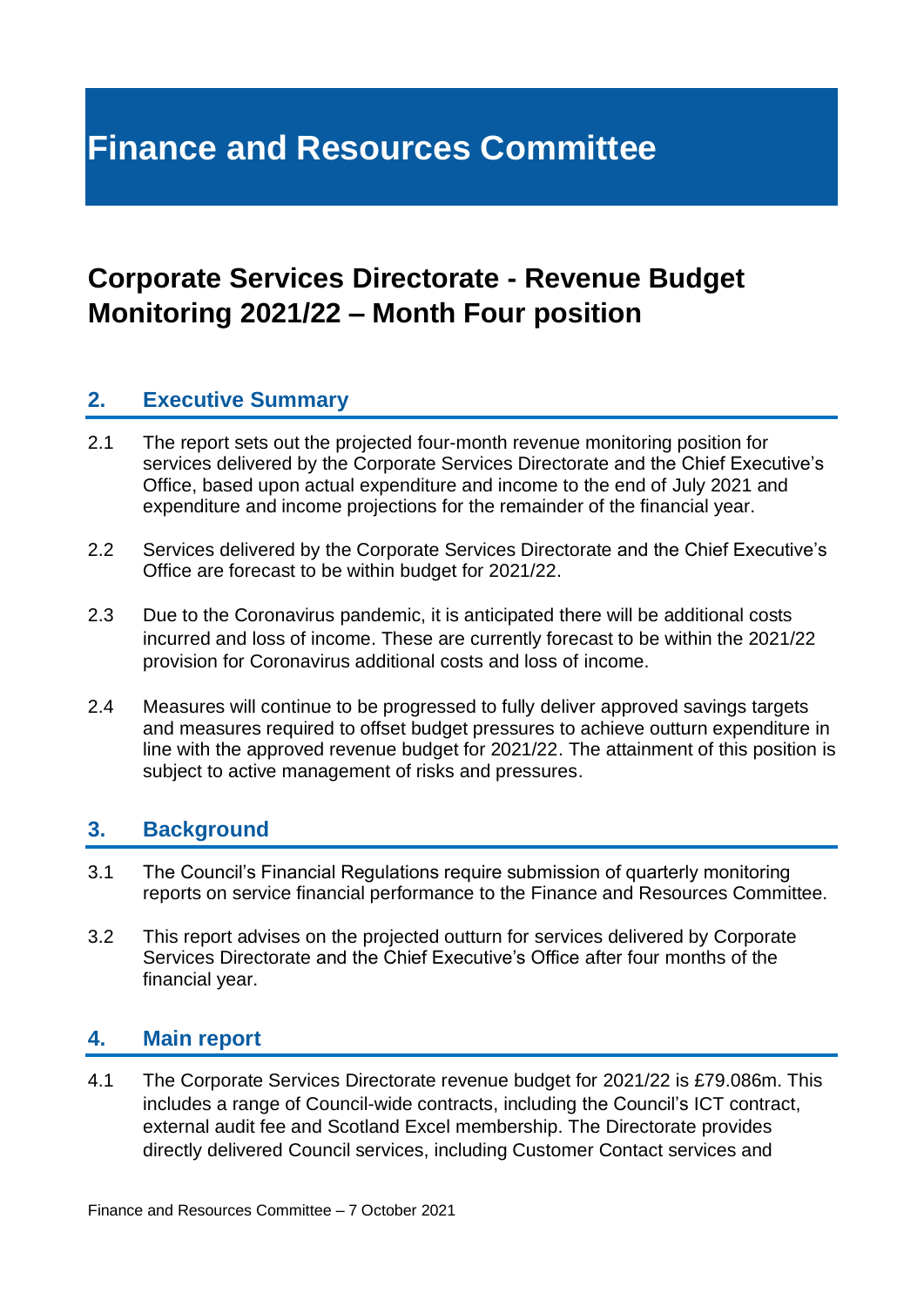# Finance and Resources Committee

## Corporate Services Directorate - Revenue Budget Monitoring 2021/22 – Month Four position

### 2. Executive Summary

2.1 The report sets out the projected four-month revenue monitoring position for services delivered by the Corporate Services Directorate and the Chief Executive's Office, based upon actual expenditure and income to the end of July 2021 and expenditure and income projections for the remainder of the financial year.

2.2 Services delivered by the Corporate Services Directorate and the Chief Executive's Office are forecast to be within budget for 2021/22.

2.3 Due to the Coronavirus pandemic, it is anticipated there will be additional costs incurred and loss of income. These are currently forecast to be within the 2021/22 provision for Coronavirus additional costs and loss of income.

2.4 Measures will continue to be progressed to fully deliver approved savings targets and measures required to offset budget pressures to achieve outturn expenditure in line with the approved revenue budget for 2021/22. The attainment of this position is subject to active management of risks and pressures.

### 3. Background

3.1 The Council's Financial Regulations require submission of quarterly monitoring reports on service financial performance to the Finance and Resources Committee.

3.2 This report advises on the projected outturn for services delivered by Corporate Services Directorate and the Chief Executive's Office after four months of the financial year.

### 4. Main report

4.1 The Corporate Services Directorate revenue budget for 2021/22 is £79.086m. This includes a range of Council-wide contracts, including the Council's ICT contract, external audit fee and Scotland Excel membership. The Directorate provides directly delivered Council services, including Customer Contact services and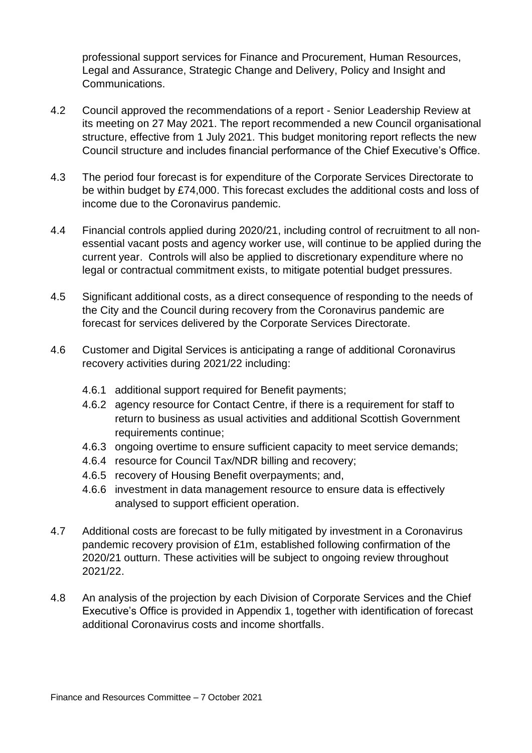professional support services for Finance and Procurement, Human Resources, Legal and Assurance, Strategic Change and Delivery, Policy and Insight and Communications.

4.2 Council approved the recommendations of a report - Senior Leadership Review at its meeting on 27 May 2021. The report recommended a new Council organisational structure, effective from 1 July 2021. This budget monitoring report reflects the new Council structure and includes financial performance of the Chief Executive's Office.

4.3 The period four forecast is for expenditure of the Corporate Services Directorate to be within budget by £74,000. This forecast excludes the additional costs and loss of income due to the Coronavirus pandemic.

4.4 Financial controls applied during 2020/21, including control of recruitment to all non-essential vacant posts and agency worker use, will continue to be applied during the current year. Controls will also be applied to discretionary expenditure where no legal or contractual commitment exists, to mitigate potential budget pressures.

4.5 Significant additional costs, as a direct consequence of responding to the needs of the City and the Council during recovery from the Coronavirus pandemic are forecast for services delivered by the Corporate Services Directorate.

4.6 Customer and Digital Services is anticipating a range of additional Coronavirus recovery activities during 2021/22 including:

- 4.6.1 additional support required for Benefit payments;
- 4.6.2 agency resource for Contact Centre, if there is a requirement for staff to return to business as usual activities and additional Scottish Government requirements continue;
- 4.6.3 ongoing overtime to ensure sufficient capacity to meet service demands;
- 4.6.4 resource for Council Tax/NDR billing and recovery;
- 4.6.5 recovery of Housing Benefit overpayments; and,
- 4.6.6 investment in data management resource to ensure data is effectively analysed to support efficient operation.

4.7 Additional costs are forecast to be fully mitigated by investment in a Coronavirus pandemic recovery provision of £1m, established following confirmation of the 2020/21 outturn. These activities will be subject to ongoing review throughout 2021/22.

4.8 An analysis of the projection by each Division of Corporate Services and the Chief Executive's Office is provided in Appendix 1, together with identification of forecast additional Coronavirus costs and income shortfalls.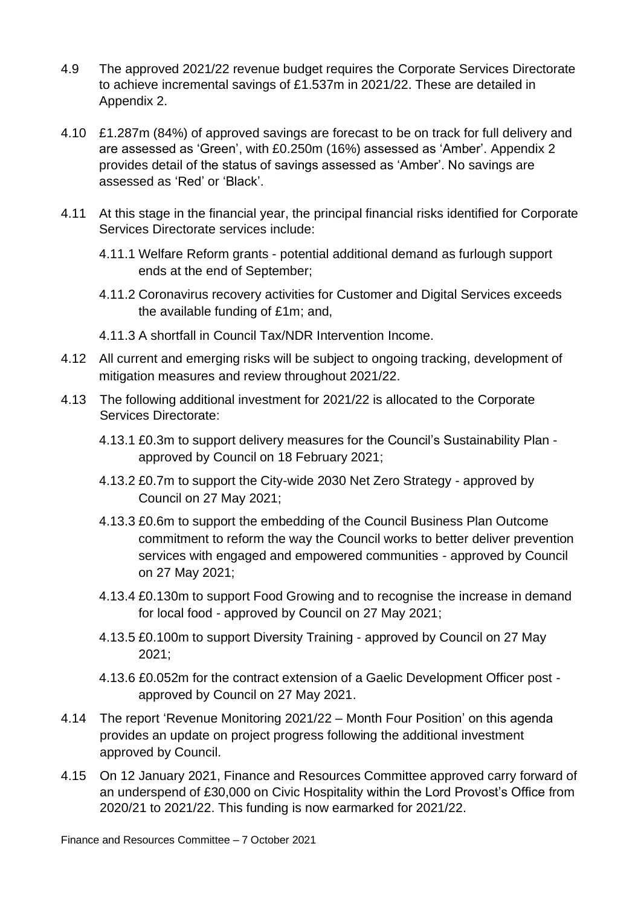4.9 The approved 2021/22 revenue budget requires the Corporate Services Directorate to achieve incremental savings of £1.537m in 2021/22. These are detailed in Appendix 2.

4.10 £1.287m (84%) of approved savings are forecast to be on track for full delivery and are assessed as 'Green', with £0.250m (16%) assessed as 'Amber'. Appendix 2 provides detail of the status of savings assessed as 'Amber'. No savings are assessed as 'Red' or 'Black'.

4.11 At this stage in the financial year, the principal financial risks identified for Corporate Services Directorate services include:

4.11.1 Welfare Reform grants - potential additional demand as furlough support ends at the end of September;

4.11.2 Coronavirus recovery activities for Customer and Digital Services exceeds the available funding of £1m; and,

4.11.3 A shortfall in Council Tax/NDR Intervention Income.

4.12 All current and emerging risks will be subject to ongoing tracking, development of mitigation measures and review throughout 2021/22.

4.13 The following additional investment for 2021/22 is allocated to the Corporate Services Directorate:

4.13.1 £0.3m to support delivery measures for the Council's Sustainability Plan - approved by Council on 18 February 2021;

4.13.2 £0.7m to support the City-wide 2030 Net Zero Strategy - approved by Council on 27 May 2021;

4.13.3 £0.6m to support the embedding of the Council Business Plan Outcome commitment to reform the way the Council works to better deliver prevention services with engaged and empowered communities - approved by Council on 27 May 2021;

4.13.4 £0.130m to support Food Growing and to recognise the increase in demand for local food - approved by Council on 27 May 2021;

4.13.5 £0.100m to support Diversity Training - approved by Council on 27 May 2021;

4.13.6 £0.052m for the contract extension of a Gaelic Development Officer post - approved by Council on 27 May 2021.

4.14 The report 'Revenue Monitoring 2021/22 – Month Four Position' on this agenda provides an update on project progress following the additional investment approved by Council.

4.15 On 12 January 2021, Finance and Resources Committee approved carry forward of an underspend of £30,000 on Civic Hospitality within the Lord Provost's Office from 2020/21 to 2021/22. This funding is now earmarked for 2021/22.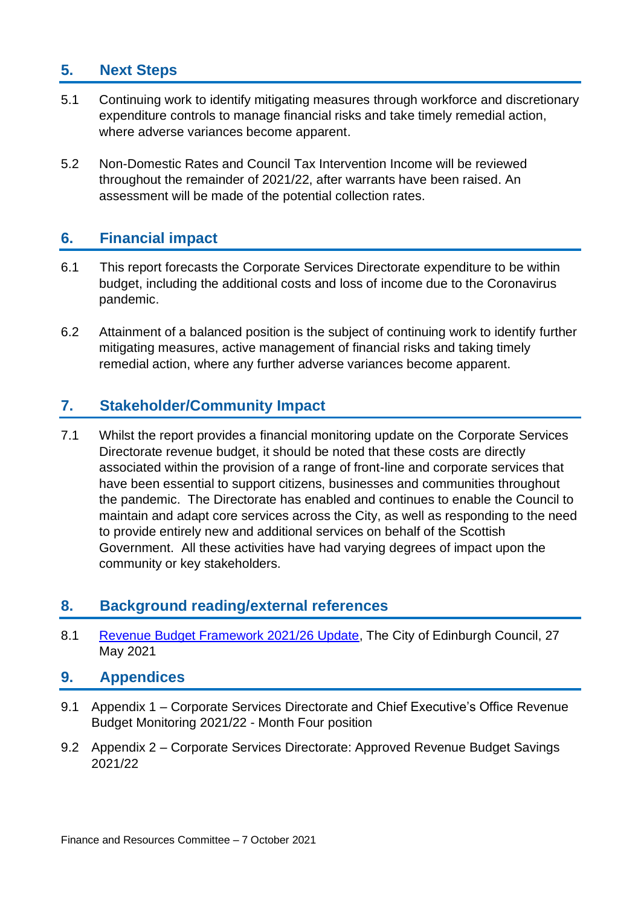## 5. Next Steps

5.1 Continuing work to identify mitigating measures through workforce and discretionary expenditure controls to manage financial risks and take timely remedial action, where adverse variances become apparent.

5.2 Non-Domestic Rates and Council Tax Intervention Income will be reviewed throughout the remainder of 2021/22, after warrants have been raised. An assessment will be made of the potential collection rates.

## 6. Financial impact

6.1 This report forecasts the Corporate Services Directorate expenditure to be within budget, including the additional costs and loss of income due to the Coronavirus pandemic.

6.2 Attainment of a balanced position is the subject of continuing work to identify further mitigating measures, active management of financial risks and taking timely remedial action, where any further adverse variances become apparent.

## 7. Stakeholder/Community Impact

7.1 Whilst the report provides a financial monitoring update on the Corporate Services Directorate revenue budget, it should be noted that these costs are directly associated within the provision of a range of front-line and corporate services that have been essential to support citizens, businesses and communities throughout the pandemic. The Directorate has enabled and continues to enable the Council to maintain and adapt core services across the City, as well as responding to the need to provide entirely new and additional services on behalf of the Scottish Government. All these activities have had varying degrees of impact upon the community or key stakeholders.

## 8. Background reading/external references

8.1 Revenue Budget Framework 2021/26 Update, The City of Edinburgh Council, 27 May 2021

## 9. Appendices

9.1 Appendix 1 – Corporate Services Directorate and Chief Executive's Office Revenue Budget Monitoring 2021/22 - Month Four position

9.2 Appendix 2 – Corporate Services Directorate: Approved Revenue Budget Savings 2021/22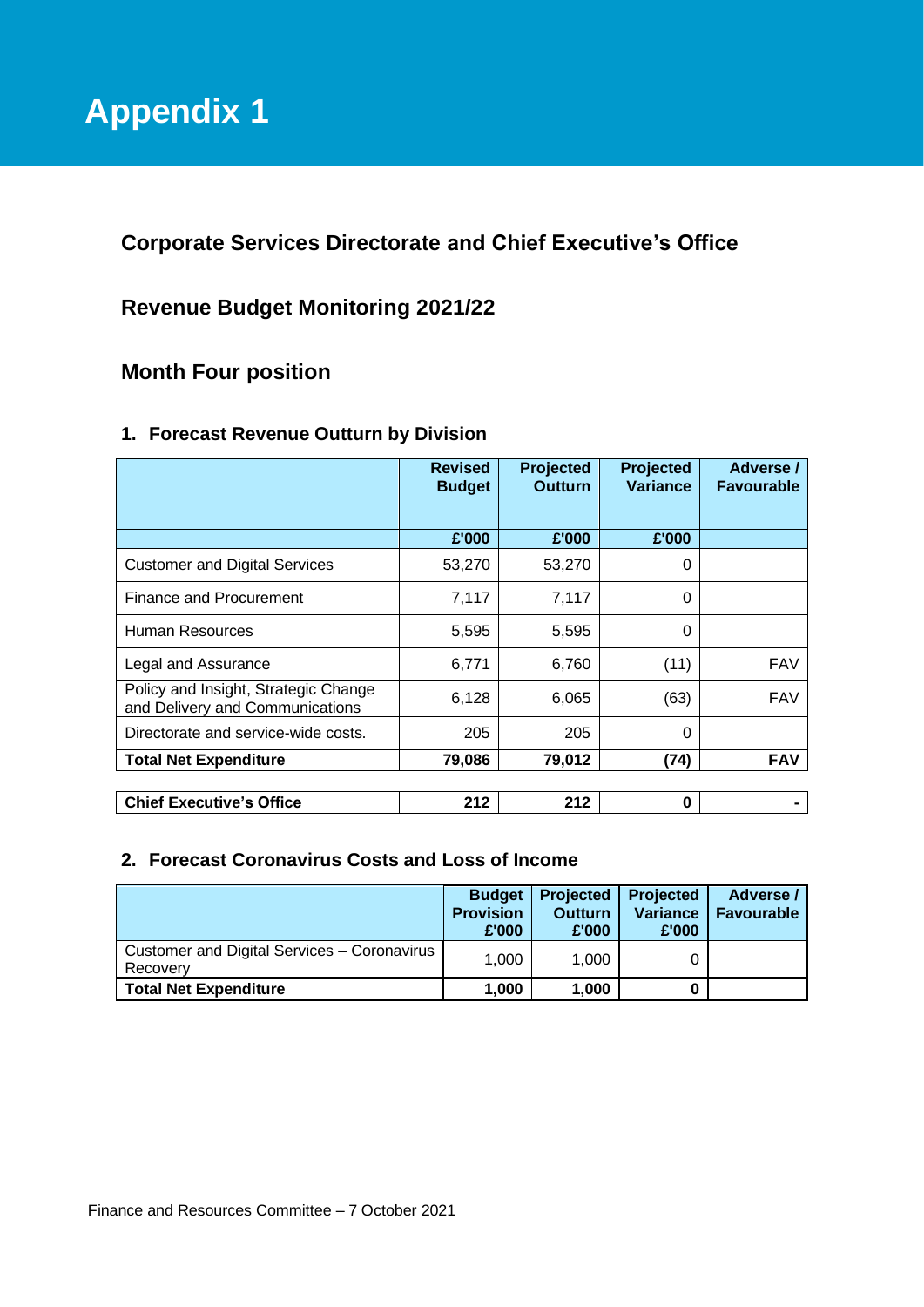# Appendix 1

## Corporate Services Directorate and Chief Executive's Office

## Revenue Budget Monitoring 2021/22

## Month Four position

### 1. Forecast Revenue Outturn by Division

| | Revised Budget | Projected Outturn | Projected Variance | Adverse / Favourable |
|---|---|---|---|---|
| | £'000 | £'000 | £'000 | |
| Customer and Digital Services | 53,270 | 53,270 | 0 | |
| Finance and Procurement | 7,117 | 7,117 | 0 | |
| Human Resources | 5,595 | 5,595 | 0 | |
| Legal and Assurance | 6,771 | 6,760 | (11) | FAV |
| Policy and Insight, Strategic Change and Delivery and Communications | 6,128 | 6,065 | (63) | FAV |
| Directorate and service-wide costs. | 205 | 205 | 0 | |
| **Total Net Expenditure** | **79,086** | **79,012** | **(74)** | **FAV** |
| | | | | |
| **Chief Executive's Office** | **212** | **212** | **0** | **-** |

### 2. Forecast Coronavirus Costs and Loss of Income

| | Budget Provision £'000 | Projected Outturn £'000 | Projected Variance £'000 | Adverse / Favourable |
|---|---|---|---|---|
| Customer and Digital Services – Coronavirus Recovery | 1,000 | 1,000 | 0 | |
| **Total Net Expenditure** | **1,000** | **1,000** | **0** | |

Finance and Resources Committee – 7 October 2021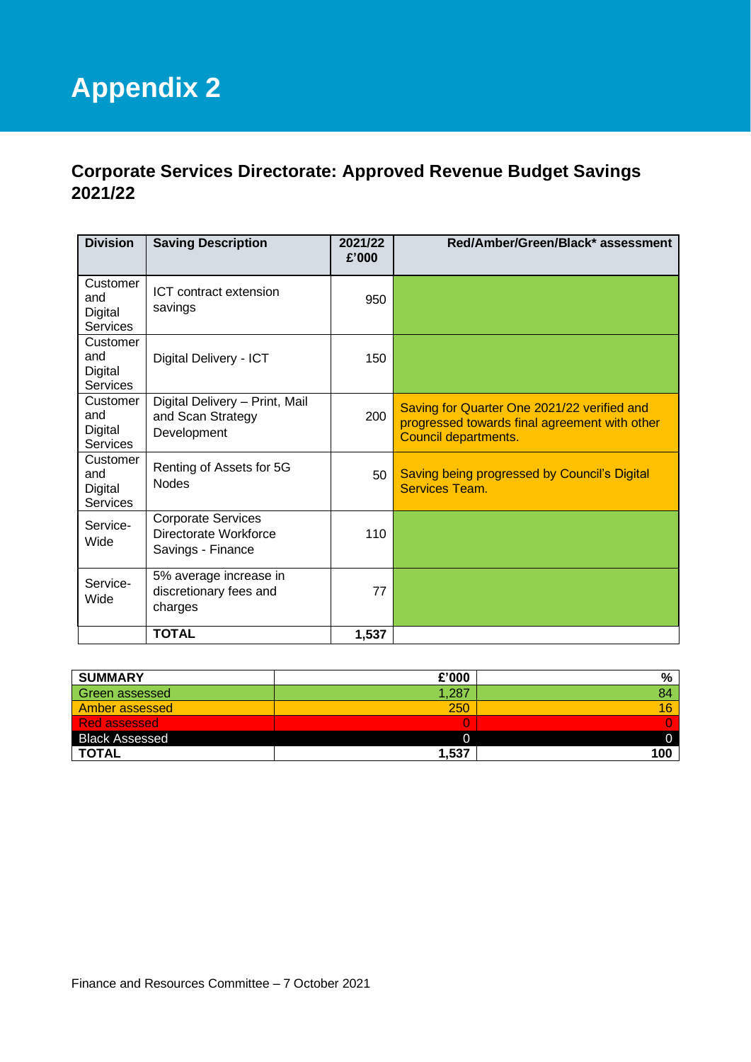# Appendix 2

## Corporate Services Directorate: Approved Revenue Budget Savings 2021/22

| Division | Saving Description | 2021/22 £'000 | Red/Amber/Green/Black* assessment |
|---|---|---|---|
| Customer and Digital Services | ICT contract extension savings | 950 | |
| Customer and Digital Services | Digital Delivery - ICT | 150 | |
| Customer and Digital Services | Digital Delivery – Print, Mail and Scan Strategy Development | 200 | Saving for Quarter One 2021/22 verified and progressed towards final agreement with other Council departments. |
| Customer and Digital Services | Renting of Assets for 5G Nodes | 50 | Saving being progressed by Council's Digital Services Team. |
| Service-Wide | Corporate Services Directorate Workforce Savings - Finance | 110 | |
| Service-Wide | 5% average increase in discretionary fees and charges | 77 | |
| | **TOTAL** | **1,537** | |

| SUMMARY | £'000 | % |
|---|---|---|
| Green assessed | 1,287 | 84 |
| Amber assessed | 250 | 16 |
| Red assessed | 0 | 0 |
| Black Assessed | 0 | 0 |
| **TOTAL** | **1,537** | **100** |

Finance and Resources Committee – 7 October 2021